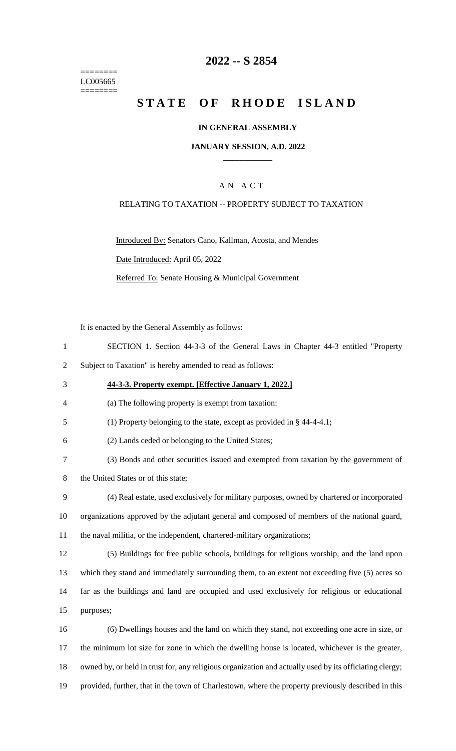========
LC005665
========

# 2022 -- S 2854

# STATE OF RHODE ISLAND

### IN GENERAL ASSEMBLY

### JANUARY SESSION, A.D. 2022

---

## A N A C T

### RELATING TO TAXATION -- PROPERTY SUBJECT TO TAXATION

Introduced By: Senators Cano, Kallman, Acosta, and Mendes

Date Introduced: April 05, 2022

Referred To: Senate Housing & Municipal Government

It is enacted by the General Assembly as follows:

SECTION 1. Section 44-3-3 of the General Laws in Chapter 44-3 entitled "Property Subject to Taxation" is hereby amended to read as follows:

**44-3-3. Property exempt. [Effective January 1, 2022.]**

(a) The following property is exempt from taxation:

(1) Property belonging to the state, except as provided in § 44-4-4.1;

(2) Lands ceded or belonging to the United States;

(3) Bonds and other securities issued and exempted from taxation by the government of the United States or of this state;

(4) Real estate, used exclusively for military purposes, owned by chartered or incorporated organizations approved by the adjutant general and composed of members of the national guard, the naval militia, or the independent, chartered-military organizations;

(5) Buildings for free public schools, buildings for religious worship, and the land upon which they stand and immediately surrounding them, to an extent not exceeding five (5) acres so far as the buildings and land are occupied and used exclusively for religious or educational purposes;

(6) Dwellings houses and the land on which they stand, not exceeding one acre in size, or the minimum lot size for zone in which the dwelling house is located, whichever is the greater, owned by, or held in trust for, any religious organization and actually used by its officiating clergy; provided, further, that in the town of Charlestown, where the property previously described in this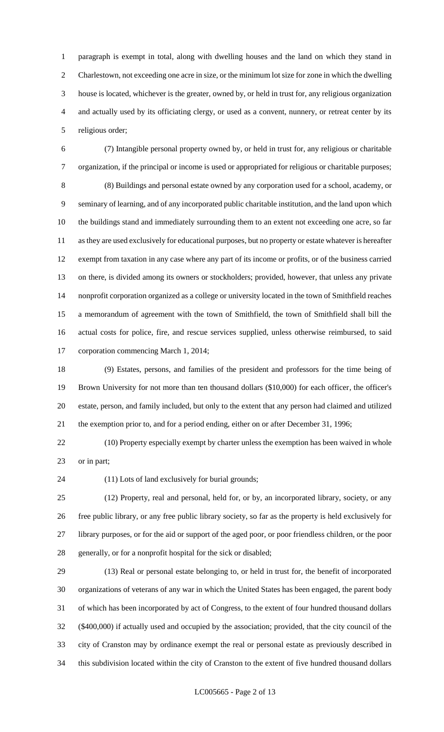paragraph is exempt in total, along with dwelling houses and the land on which they stand in Charlestown, not exceeding one acre in size, or the minimum lot size for zone in which the dwelling house is located, whichever is the greater, owned by, or held in trust for, any religious organization and actually used by its officiating clergy, or used as a convent, nunnery, or retreat center by its religious order;

(7) Intangible personal property owned by, or held in trust for, any religious or charitable organization, if the principal or income is used or appropriated for religious or charitable purposes;

(8) Buildings and personal estate owned by any corporation used for a school, academy, or seminary of learning, and of any incorporated public charitable institution, and the land upon which the buildings stand and immediately surrounding them to an extent not exceeding one acre, so far as they are used exclusively for educational purposes, but no property or estate whatever is hereafter exempt from taxation in any case where any part of its income or profits, or of the business carried on there, is divided among its owners or stockholders; provided, however, that unless any private nonprofit corporation organized as a college or university located in the town of Smithfield reaches a memorandum of agreement with the town of Smithfield, the town of Smithfield shall bill the actual costs for police, fire, and rescue services supplied, unless otherwise reimbursed, to said corporation commencing March 1, 2014;

(9) Estates, persons, and families of the president and professors for the time being of Brown University for not more than ten thousand dollars ($10,000) for each officer, the officer's estate, person, and family included, but only to the extent that any person had claimed and utilized the exemption prior to, and for a period ending, either on or after December 31, 1996;

(10) Property especially exempt by charter unless the exemption has been waived in whole or in part;

(11) Lots of land exclusively for burial grounds;

(12) Property, real and personal, held for, or by, an incorporated library, society, or any free public library, or any free public library society, so far as the property is held exclusively for library purposes, or for the aid or support of the aged poor, or poor friendless children, or the poor generally, or for a nonprofit hospital for the sick or disabled;

(13) Real or personal estate belonging to, or held in trust for, the benefit of incorporated organizations of veterans of any war in which the United States has been engaged, the parent body of which has been incorporated by act of Congress, to the extent of four hundred thousand dollars ($400,000) if actually used and occupied by the association; provided, that the city council of the city of Cranston may by ordinance exempt the real or personal estate as previously described in this subdivision located within the city of Cranston to the extent of five hundred thousand dollars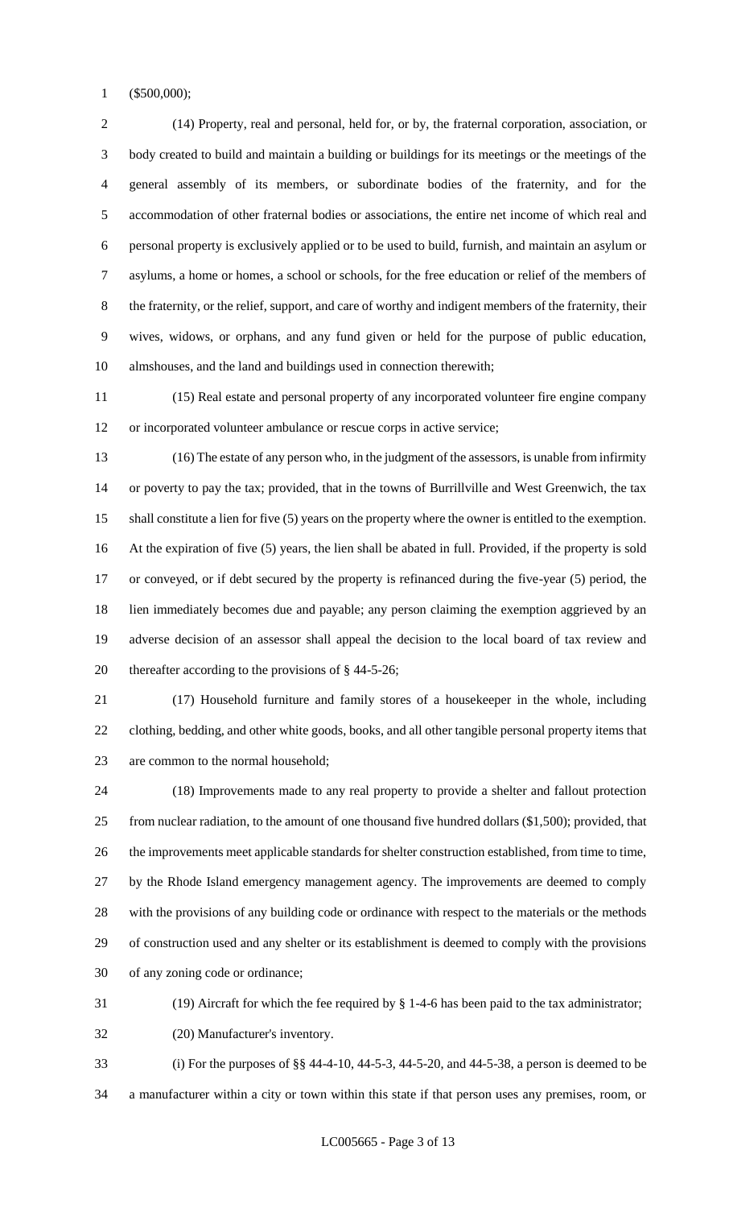($500,000);

(14) Property, real and personal, held for, or by, the fraternal corporation, association, or body created to build and maintain a building or buildings for its meetings or the meetings of the general assembly of its members, or subordinate bodies of the fraternity, and for the accommodation of other fraternal bodies or associations, the entire net income of which real and personal property is exclusively applied or to be used to build, furnish, and maintain an asylum or asylums, a home or homes, a school or schools, for the free education or relief of the members of the fraternity, or the relief, support, and care of worthy and indigent members of the fraternity, their wives, widows, or orphans, and any fund given or held for the purpose of public education, almshouses, and the land and buildings used in connection therewith;

(15) Real estate and personal property of any incorporated volunteer fire engine company or incorporated volunteer ambulance or rescue corps in active service;

(16) The estate of any person who, in the judgment of the assessors, is unable from infirmity or poverty to pay the tax; provided, that in the towns of Burrillville and West Greenwich, the tax shall constitute a lien for five (5) years on the property where the owner is entitled to the exemption. At the expiration of five (5) years, the lien shall be abated in full. Provided, if the property is sold or conveyed, or if debt secured by the property is refinanced during the five-year (5) period, the lien immediately becomes due and payable; any person claiming the exemption aggrieved by an adverse decision of an assessor shall appeal the decision to the local board of tax review and thereafter according to the provisions of § 44-5-26;

(17) Household furniture and family stores of a housekeeper in the whole, including clothing, bedding, and other white goods, books, and all other tangible personal property items that are common to the normal household;

(18) Improvements made to any real property to provide a shelter and fallout protection from nuclear radiation, to the amount of one thousand five hundred dollars ($1,500); provided, that the improvements meet applicable standards for shelter construction established, from time to time, by the Rhode Island emergency management agency. The improvements are deemed to comply with the provisions of any building code or ordinance with respect to the materials or the methods of construction used and any shelter or its establishment is deemed to comply with the provisions of any zoning code or ordinance;

(19) Aircraft for which the fee required by § 1-4-6 has been paid to the tax administrator;

(20) Manufacturer's inventory.

(i) For the purposes of §§ 44-4-10, 44-5-3, 44-5-20, and 44-5-38, a person is deemed to be a manufacturer within a city or town within this state if that person uses any premises, room, or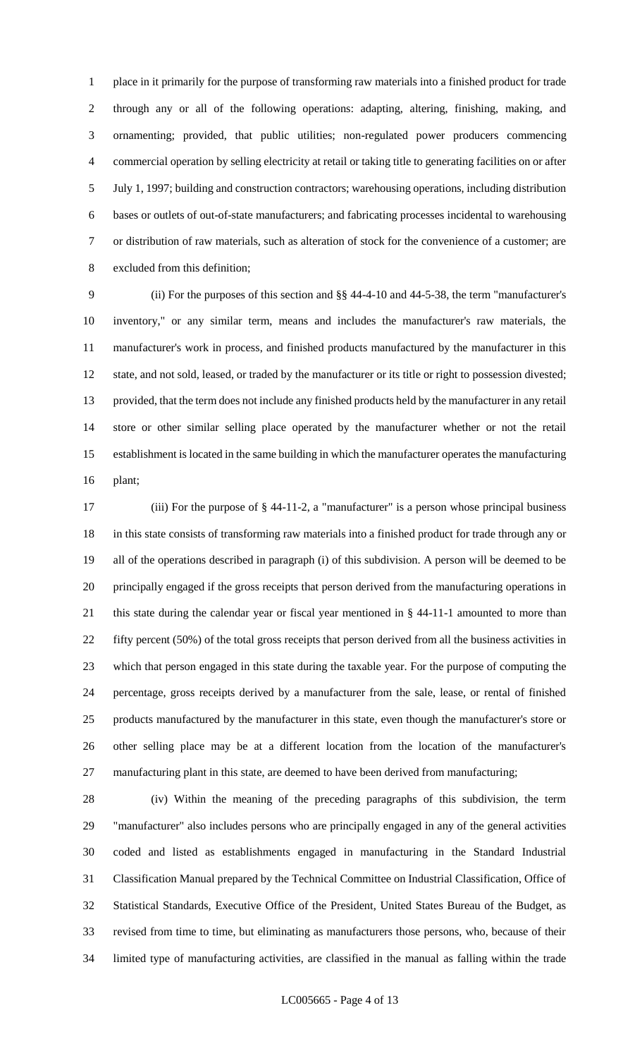place in it primarily for the purpose of transforming raw materials into a finished product for trade through any or all of the following operations: adapting, altering, finishing, making, and ornamenting; provided, that public utilities; non-regulated power producers commencing commercial operation by selling electricity at retail or taking title to generating facilities on or after July 1, 1997; building and construction contractors; warehousing operations, including distribution bases or outlets of out-of-state manufacturers; and fabricating processes incidental to warehousing or distribution of raw materials, such as alteration of stock for the convenience of a customer; are excluded from this definition;

(ii) For the purposes of this section and §§ 44-4-10 and 44-5-38, the term "manufacturer's inventory," or any similar term, means and includes the manufacturer's raw materials, the manufacturer's work in process, and finished products manufactured by the manufacturer in this state, and not sold, leased, or traded by the manufacturer or its title or right to possession divested; provided, that the term does not include any finished products held by the manufacturer in any retail store or other similar selling place operated by the manufacturer whether or not the retail establishment is located in the same building in which the manufacturer operates the manufacturing plant;

(iii) For the purpose of § 44-11-2, a "manufacturer" is a person whose principal business in this state consists of transforming raw materials into a finished product for trade through any or all of the operations described in paragraph (i) of this subdivision. A person will be deemed to be principally engaged if the gross receipts that person derived from the manufacturing operations in this state during the calendar year or fiscal year mentioned in § 44-11-1 amounted to more than fifty percent (50%) of the total gross receipts that person derived from all the business activities in which that person engaged in this state during the taxable year. For the purpose of computing the percentage, gross receipts derived by a manufacturer from the sale, lease, or rental of finished products manufactured by the manufacturer in this state, even though the manufacturer's store or other selling place may be at a different location from the location of the manufacturer's manufacturing plant in this state, are deemed to have been derived from manufacturing;

(iv) Within the meaning of the preceding paragraphs of this subdivision, the term "manufacturer" also includes persons who are principally engaged in any of the general activities coded and listed as establishments engaged in manufacturing in the Standard Industrial Classification Manual prepared by the Technical Committee on Industrial Classification, Office of Statistical Standards, Executive Office of the President, United States Bureau of the Budget, as revised from time to time, but eliminating as manufacturers those persons, who, because of their limited type of manufacturing activities, are classified in the manual as falling within the trade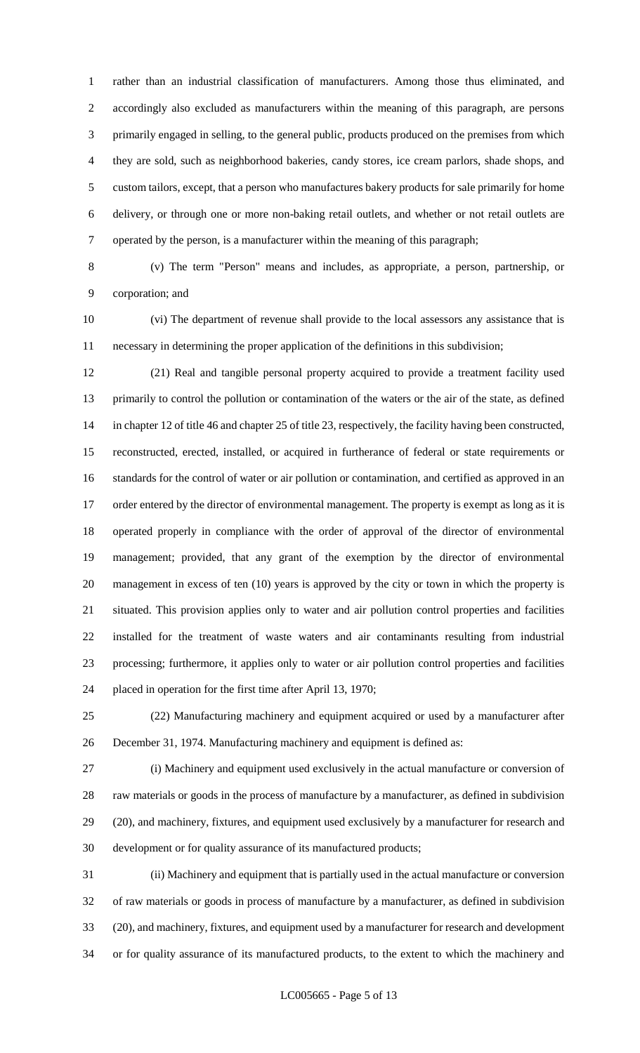rather than an industrial classification of manufacturers. Among those thus eliminated, and accordingly also excluded as manufacturers within the meaning of this paragraph, are persons primarily engaged in selling, to the general public, products produced on the premises from which they are sold, such as neighborhood bakeries, candy stores, ice cream parlors, shade shops, and custom tailors, except, that a person who manufactures bakery products for sale primarily for home delivery, or through one or more non-baking retail outlets, and whether or not retail outlets are operated by the person, is a manufacturer within the meaning of this paragraph;

(v) The term "Person" means and includes, as appropriate, a person, partnership, or corporation; and

(vi) The department of revenue shall provide to the local assessors any assistance that is necessary in determining the proper application of the definitions in this subdivision;

(21) Real and tangible personal property acquired to provide a treatment facility used primarily to control the pollution or contamination of the waters or the air of the state, as defined in chapter 12 of title 46 and chapter 25 of title 23, respectively, the facility having been constructed, reconstructed, erected, installed, or acquired in furtherance of federal or state requirements or standards for the control of water or air pollution or contamination, and certified as approved in an order entered by the director of environmental management. The property is exempt as long as it is operated properly in compliance with the order of approval of the director of environmental management; provided, that any grant of the exemption by the director of environmental management in excess of ten (10) years is approved by the city or town in which the property is situated. This provision applies only to water and air pollution control properties and facilities installed for the treatment of waste waters and air contaminants resulting from industrial processing; furthermore, it applies only to water or air pollution control properties and facilities placed in operation for the first time after April 13, 1970;

(22) Manufacturing machinery and equipment acquired or used by a manufacturer after December 31, 1974. Manufacturing machinery and equipment is defined as:

(i) Machinery and equipment used exclusively in the actual manufacture or conversion of raw materials or goods in the process of manufacture by a manufacturer, as defined in subdivision (20), and machinery, fixtures, and equipment used exclusively by a manufacturer for research and development or for quality assurance of its manufactured products;

(ii) Machinery and equipment that is partially used in the actual manufacture or conversion of raw materials or goods in process of manufacture by a manufacturer, as defined in subdivision (20), and machinery, fixtures, and equipment used by a manufacturer for research and development or for quality assurance of its manufactured products, to the extent to which the machinery and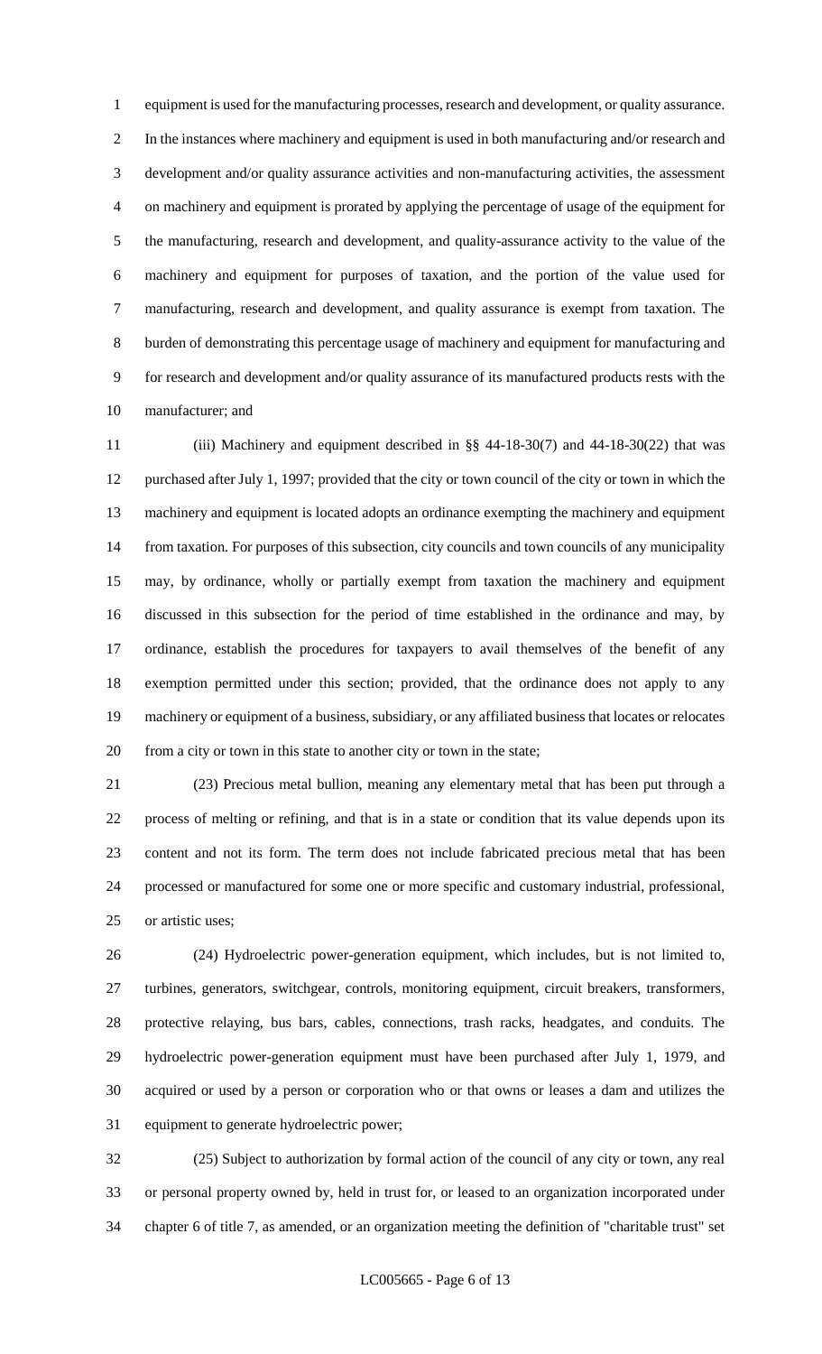equipment is used for the manufacturing processes, research and development, or quality assurance. In the instances where machinery and equipment is used in both manufacturing and/or research and development and/or quality assurance activities and non-manufacturing activities, the assessment on machinery and equipment is prorated by applying the percentage of usage of the equipment for the manufacturing, research and development, and quality-assurance activity to the value of the machinery and equipment for purposes of taxation, and the portion of the value used for manufacturing, research and development, and quality assurance is exempt from taxation. The burden of demonstrating this percentage usage of machinery and equipment for manufacturing and for research and development and/or quality assurance of its manufactured products rests with the manufacturer; and

(iii) Machinery and equipment described in §§ 44-18-30(7) and 44-18-30(22) that was purchased after July 1, 1997; provided that the city or town council of the city or town in which the machinery and equipment is located adopts an ordinance exempting the machinery and equipment from taxation. For purposes of this subsection, city councils and town councils of any municipality may, by ordinance, wholly or partially exempt from taxation the machinery and equipment discussed in this subsection for the period of time established in the ordinance and may, by ordinance, establish the procedures for taxpayers to avail themselves of the benefit of any exemption permitted under this section; provided, that the ordinance does not apply to any machinery or equipment of a business, subsidiary, or any affiliated business that locates or relocates from a city or town in this state to another city or town in the state;

(23) Precious metal bullion, meaning any elementary metal that has been put through a process of melting or refining, and that is in a state or condition that its value depends upon its content and not its form. The term does not include fabricated precious metal that has been processed or manufactured for some one or more specific and customary industrial, professional, or artistic uses;

(24) Hydroelectric power-generation equipment, which includes, but is not limited to, turbines, generators, switchgear, controls, monitoring equipment, circuit breakers, transformers, protective relaying, bus bars, cables, connections, trash racks, headgates, and conduits. The hydroelectric power-generation equipment must have been purchased after July 1, 1979, and acquired or used by a person or corporation who or that owns or leases a dam and utilizes the equipment to generate hydroelectric power;

(25) Subject to authorization by formal action of the council of any city or town, any real or personal property owned by, held in trust for, or leased to an organization incorporated under chapter 6 of title 7, as amended, or an organization meeting the definition of "charitable trust" set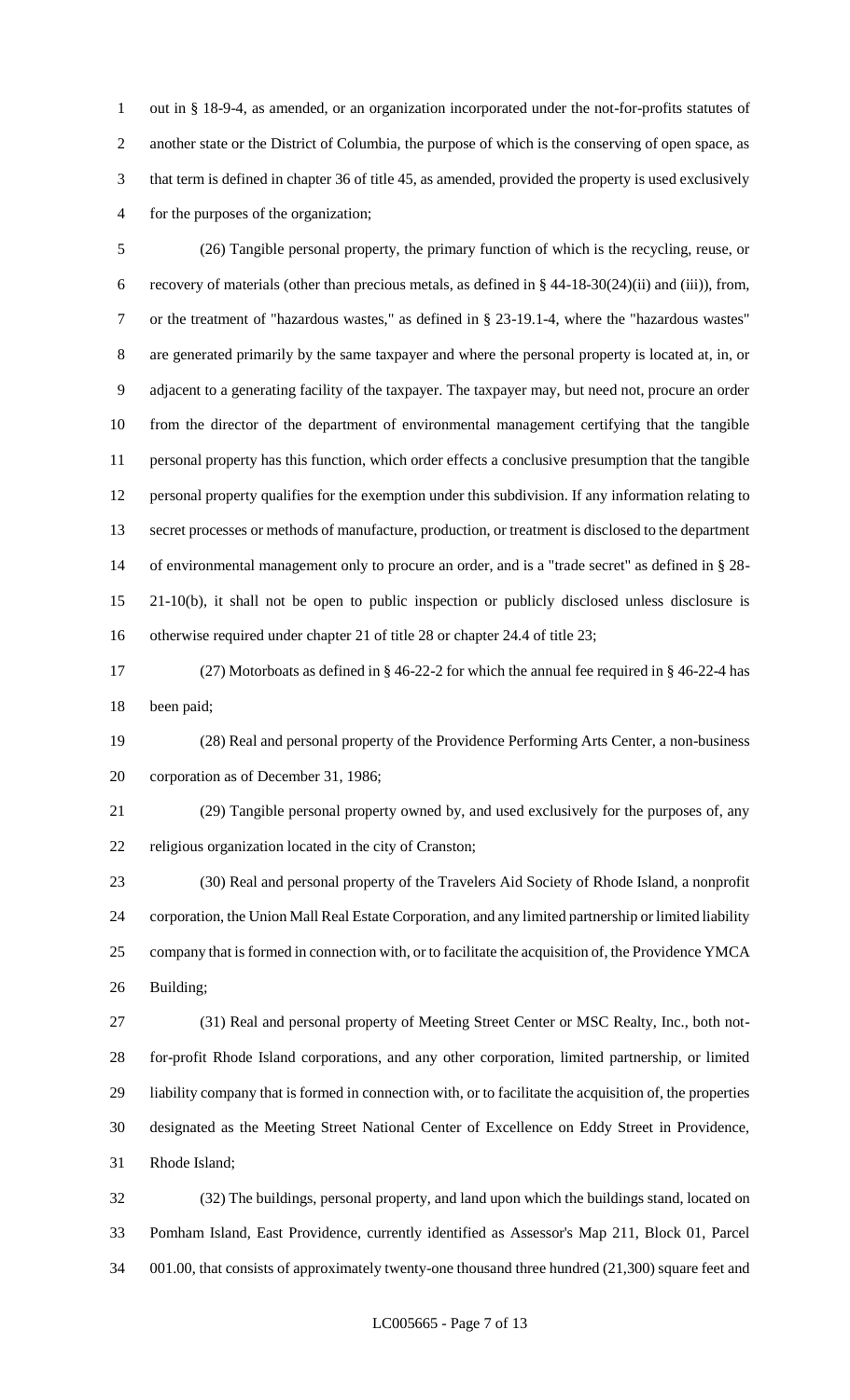out in § 18-9-4, as amended, or an organization incorporated under the not-for-profits statutes of another state or the District of Columbia, the purpose of which is the conserving of open space, as that term is defined in chapter 36 of title 45, as amended, provided the property is used exclusively for the purposes of the organization;

(26) Tangible personal property, the primary function of which is the recycling, reuse, or recovery of materials (other than precious metals, as defined in § 44-18-30(24)(ii) and (iii)), from, or the treatment of "hazardous wastes," as defined in § 23-19.1-4, where the "hazardous wastes" are generated primarily by the same taxpayer and where the personal property is located at, in, or adjacent to a generating facility of the taxpayer. The taxpayer may, but need not, procure an order from the director of the department of environmental management certifying that the tangible personal property has this function, which order effects a conclusive presumption that the tangible personal property qualifies for the exemption under this subdivision. If any information relating to secret processes or methods of manufacture, production, or treatment is disclosed to the department of environmental management only to procure an order, and is a "trade secret" as defined in § 28-21-10(b), it shall not be open to public inspection or publicly disclosed unless disclosure is otherwise required under chapter 21 of title 28 or chapter 24.4 of title 23;

(27) Motorboats as defined in § 46-22-2 for which the annual fee required in § 46-22-4 has been paid;

(28) Real and personal property of the Providence Performing Arts Center, a non-business corporation as of December 31, 1986;

(29) Tangible personal property owned by, and used exclusively for the purposes of, any religious organization located in the city of Cranston;

(30) Real and personal property of the Travelers Aid Society of Rhode Island, a nonprofit corporation, the Union Mall Real Estate Corporation, and any limited partnership or limited liability company that is formed in connection with, or to facilitate the acquisition of, the Providence YMCA Building;

(31) Real and personal property of Meeting Street Center or MSC Realty, Inc., both not-for-profit Rhode Island corporations, and any other corporation, limited partnership, or limited liability company that is formed in connection with, or to facilitate the acquisition of, the properties designated as the Meeting Street National Center of Excellence on Eddy Street in Providence, Rhode Island;

(32) The buildings, personal property, and land upon which the buildings stand, located on Pomham Island, East Providence, currently identified as Assessor's Map 211, Block 01, Parcel 001.00, that consists of approximately twenty-one thousand three hundred (21,300) square feet and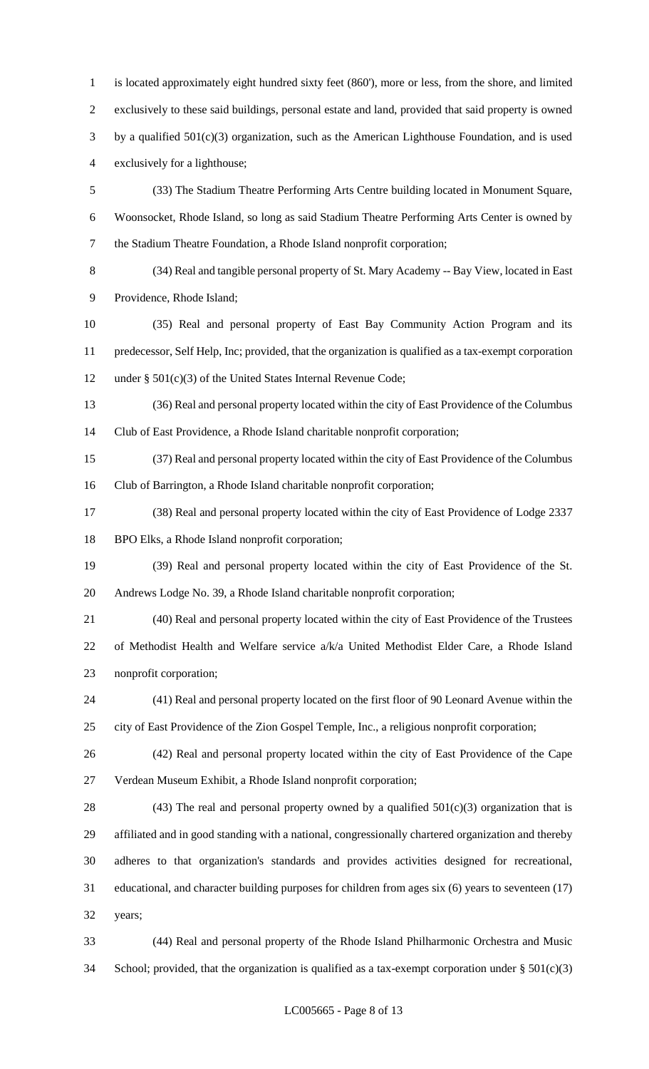is located approximately eight hundred sixty feet (860'), more or less, from the shore, and limited exclusively to these said buildings, personal estate and land, provided that said property is owned by a qualified 501(c)(3) organization, such as the American Lighthouse Foundation, and is used exclusively for a lighthouse;

(33) The Stadium Theatre Performing Arts Centre building located in Monument Square, Woonsocket, Rhode Island, so long as said Stadium Theatre Performing Arts Center is owned by the Stadium Theatre Foundation, a Rhode Island nonprofit corporation;

(34) Real and tangible personal property of St. Mary Academy -- Bay View, located in East Providence, Rhode Island;

(35) Real and personal property of East Bay Community Action Program and its predecessor, Self Help, Inc; provided, that the organization is qualified as a tax-exempt corporation under § 501(c)(3) of the United States Internal Revenue Code;

(36) Real and personal property located within the city of East Providence of the Columbus Club of East Providence, a Rhode Island charitable nonprofit corporation;

(37) Real and personal property located within the city of East Providence of the Columbus Club of Barrington, a Rhode Island charitable nonprofit corporation;

(38) Real and personal property located within the city of East Providence of Lodge 2337 BPO Elks, a Rhode Island nonprofit corporation;

(39) Real and personal property located within the city of East Providence of the St. Andrews Lodge No. 39, a Rhode Island charitable nonprofit corporation;

(40) Real and personal property located within the city of East Providence of the Trustees of Methodist Health and Welfare service a/k/a United Methodist Elder Care, a Rhode Island nonprofit corporation;

(41) Real and personal property located on the first floor of 90 Leonard Avenue within the city of East Providence of the Zion Gospel Temple, Inc., a religious nonprofit corporation;

(42) Real and personal property located within the city of East Providence of the Cape Verdean Museum Exhibit, a Rhode Island nonprofit corporation;

(43) The real and personal property owned by a qualified 501(c)(3) organization that is affiliated and in good standing with a national, congressionally chartered organization and thereby adheres to that organization's standards and provides activities designed for recreational, educational, and character building purposes for children from ages six (6) years to seventeen (17) years;

(44) Real and personal property of the Rhode Island Philharmonic Orchestra and Music School; provided, that the organization is qualified as a tax-exempt corporation under § 501(c)(3)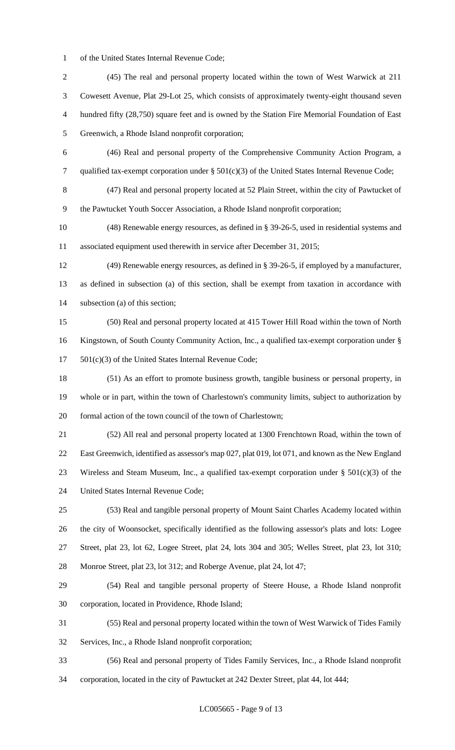of the United States Internal Revenue Code;

(45) The real and personal property located within the town of West Warwick at 211 Cowesett Avenue, Plat 29-Lot 25, which consists of approximately twenty-eight thousand seven hundred fifty (28,750) square feet and is owned by the Station Fire Memorial Foundation of East Greenwich, a Rhode Island nonprofit corporation;

(46) Real and personal property of the Comprehensive Community Action Program, a qualified tax-exempt corporation under § 501(c)(3) of the United States Internal Revenue Code;

(47) Real and personal property located at 52 Plain Street, within the city of Pawtucket of the Pawtucket Youth Soccer Association, a Rhode Island nonprofit corporation;

(48) Renewable energy resources, as defined in § 39-26-5, used in residential systems and associated equipment used therewith in service after December 31, 2015;

(49) Renewable energy resources, as defined in § 39-26-5, if employed by a manufacturer, as defined in subsection (a) of this section, shall be exempt from taxation in accordance with subsection (a) of this section;

(50) Real and personal property located at 415 Tower Hill Road within the town of North Kingstown, of South County Community Action, Inc., a qualified tax-exempt corporation under § 501(c)(3) of the United States Internal Revenue Code;

(51) As an effort to promote business growth, tangible business or personal property, in whole or in part, within the town of Charlestown's community limits, subject to authorization by formal action of the town council of the town of Charlestown;

(52) All real and personal property located at 1300 Frenchtown Road, within the town of East Greenwich, identified as assessor's map 027, plat 019, lot 071, and known as the New England Wireless and Steam Museum, Inc., a qualified tax-exempt corporation under § 501(c)(3) of the United States Internal Revenue Code;

(53) Real and tangible personal property of Mount Saint Charles Academy located within the city of Woonsocket, specifically identified as the following assessor's plats and lots: Logee Street, plat 23, lot 62, Logee Street, plat 24, lots 304 and 305; Welles Street, plat 23, lot 310; Monroe Street, plat 23, lot 312; and Roberge Avenue, plat 24, lot 47;

(54) Real and tangible personal property of Steere House, a Rhode Island nonprofit corporation, located in Providence, Rhode Island;

(55) Real and personal property located within the town of West Warwick of Tides Family Services, Inc., a Rhode Island nonprofit corporation;

(56) Real and personal property of Tides Family Services, Inc., a Rhode Island nonprofit corporation, located in the city of Pawtucket at 242 Dexter Street, plat 44, lot 444;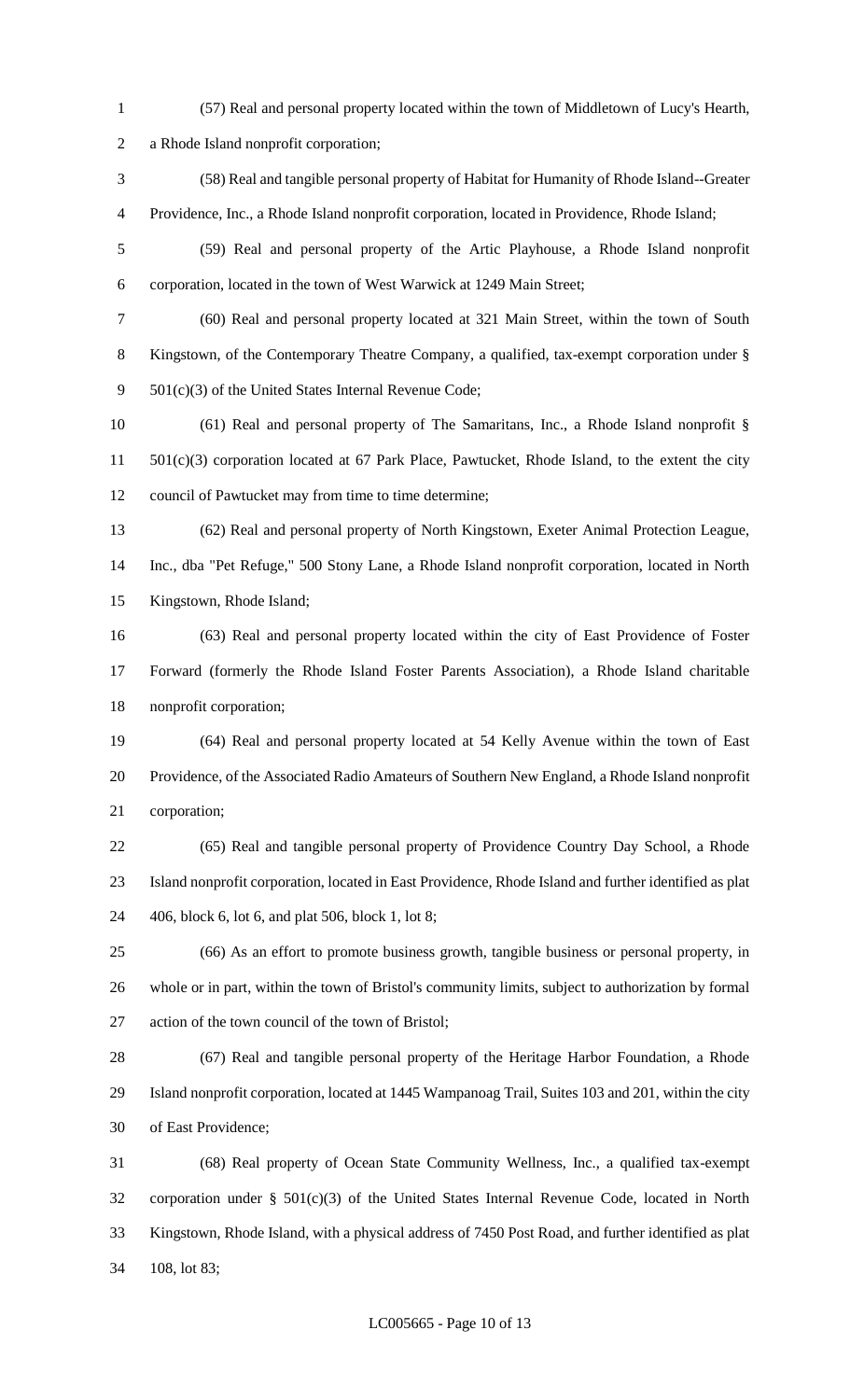(57) Real and personal property located within the town of Middletown of Lucy's Hearth, a Rhode Island nonprofit corporation;

(58) Real and tangible personal property of Habitat for Humanity of Rhode Island--Greater Providence, Inc., a Rhode Island nonprofit corporation, located in Providence, Rhode Island;

(59) Real and personal property of the Artic Playhouse, a Rhode Island nonprofit corporation, located in the town of West Warwick at 1249 Main Street;

(60) Real and personal property located at 321 Main Street, within the town of South Kingstown, of the Contemporary Theatre Company, a qualified, tax-exempt corporation under § 501(c)(3) of the United States Internal Revenue Code;

(61) Real and personal property of The Samaritans, Inc., a Rhode Island nonprofit § 501(c)(3) corporation located at 67 Park Place, Pawtucket, Rhode Island, to the extent the city council of Pawtucket may from time to time determine;

(62) Real and personal property of North Kingstown, Exeter Animal Protection League, Inc., dba "Pet Refuge," 500 Stony Lane, a Rhode Island nonprofit corporation, located in North Kingstown, Rhode Island;

(63) Real and personal property located within the city of East Providence of Foster Forward (formerly the Rhode Island Foster Parents Association), a Rhode Island charitable nonprofit corporation;

(64) Real and personal property located at 54 Kelly Avenue within the town of East Providence, of the Associated Radio Amateurs of Southern New England, a Rhode Island nonprofit corporation;

(65) Real and tangible personal property of Providence Country Day School, a Rhode Island nonprofit corporation, located in East Providence, Rhode Island and further identified as plat 406, block 6, lot 6, and plat 506, block 1, lot 8;

(66) As an effort to promote business growth, tangible business or personal property, in whole or in part, within the town of Bristol's community limits, subject to authorization by formal action of the town council of the town of Bristol;

(67) Real and tangible personal property of the Heritage Harbor Foundation, a Rhode Island nonprofit corporation, located at 1445 Wampanoag Trail, Suites 103 and 201, within the city of East Providence;

(68) Real property of Ocean State Community Wellness, Inc., a qualified tax-exempt corporation under § 501(c)(3) of the United States Internal Revenue Code, located in North Kingstown, Rhode Island, with a physical address of 7450 Post Road, and further identified as plat 108, lot 83;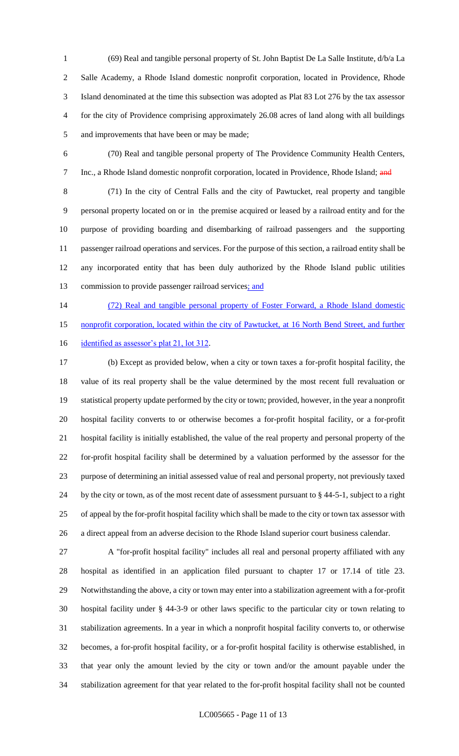(69) Real and tangible personal property of St. John Baptist De La Salle Institute, d/b/a La Salle Academy, a Rhode Island domestic nonprofit corporation, located in Providence, Rhode Island denominated at the time this subsection was adopted as Plat 83 Lot 276 by the tax assessor for the city of Providence comprising approximately 26.08 acres of land along with all buildings and improvements that have been or may be made;

(70) Real and tangible personal property of The Providence Community Health Centers, Inc., a Rhode Island domestic nonprofit corporation, located in Providence, Rhode Island; ~~and~~

(71) In the city of Central Falls and the city of Pawtucket, real property and tangible personal property located on or in the premise acquired or leased by a railroad entity and for the purpose of providing boarding and disembarking of railroad passengers and the supporting passenger railroad operations and services. For the purpose of this section, a railroad entity shall be any incorporated entity that has been duly authorized by the Rhode Island public utilities commission to provide passenger railroad services<u>; and</u>

<u>(72) Real and tangible personal property of Foster Forward, a Rhode Island domestic nonprofit corporation, located within the city of Pawtucket, at 16 North Bend Street, and further identified as assessor's plat 21, lot 312</u>.

(b) Except as provided below, when a city or town taxes a for-profit hospital facility, the value of its real property shall be the value determined by the most recent full revaluation or statistical property update performed by the city or town; provided, however, in the year a nonprofit hospital facility converts to or otherwise becomes a for-profit hospital facility, or a for-profit hospital facility is initially established, the value of the real property and personal property of the for-profit hospital facility shall be determined by a valuation performed by the assessor for the purpose of determining an initial assessed value of real and personal property, not previously taxed by the city or town, as of the most recent date of assessment pursuant to § 44-5-1, subject to a right of appeal by the for-profit hospital facility which shall be made to the city or town tax assessor with a direct appeal from an adverse decision to the Rhode Island superior court business calendar.

A "for-profit hospital facility" includes all real and personal property affiliated with any hospital as identified in an application filed pursuant to chapter 17 or 17.14 of title 23. Notwithstanding the above, a city or town may enter into a stabilization agreement with a for-profit hospital facility under § 44-3-9 or other laws specific to the particular city or town relating to stabilization agreements. In a year in which a nonprofit hospital facility converts to, or otherwise becomes, a for-profit hospital facility, or a for-profit hospital facility is otherwise established, in that year only the amount levied by the city or town and/or the amount payable under the stabilization agreement for that year related to the for-profit hospital facility shall not be counted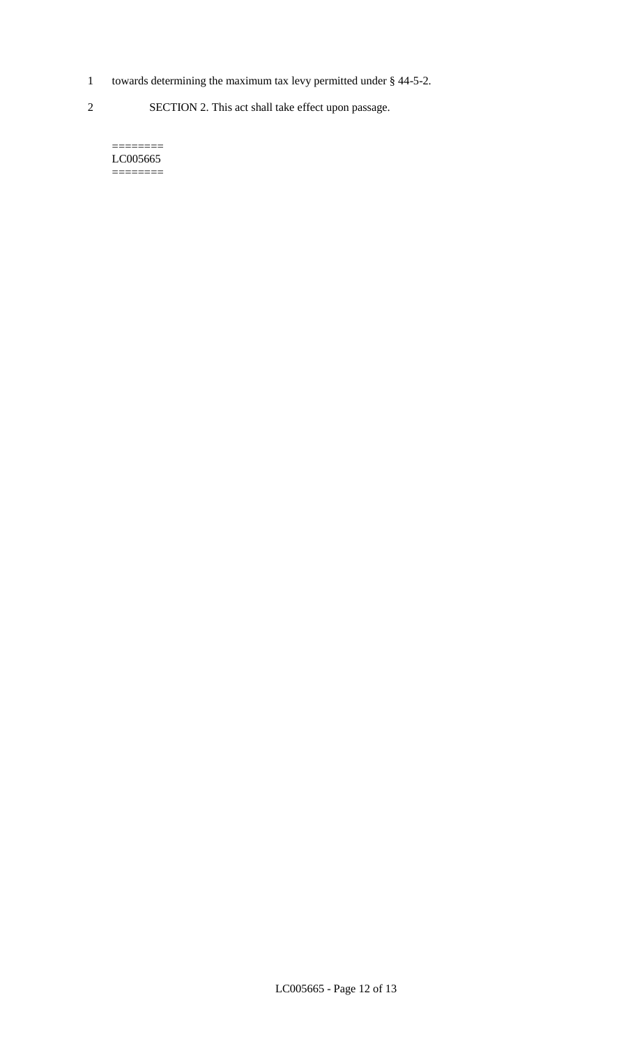1 towards determining the maximum tax levy permitted under § 44-5-2.

2 SECTION 2. This act shall take effect upon passage.

========
LC005665
========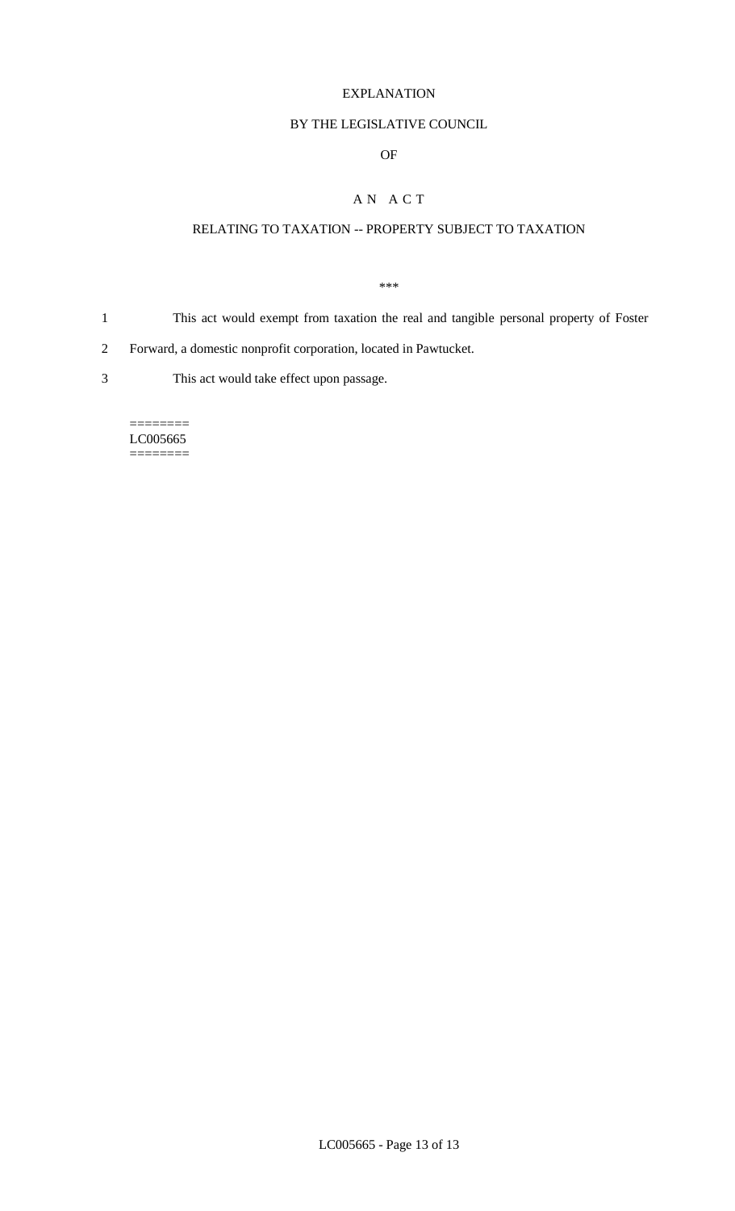EXPLANATION

BY THE LEGISLATIVE COUNCIL

OF

A N A C T

RELATING TO TAXATION -- PROPERTY SUBJECT TO TAXATION

\*\*\*

1 This act would exempt from taxation the real and tangible personal property of Foster
2 Forward, a domestic nonprofit corporation, located in Pawtucket.
3 This act would take effect upon passage.

========
LC005665
========